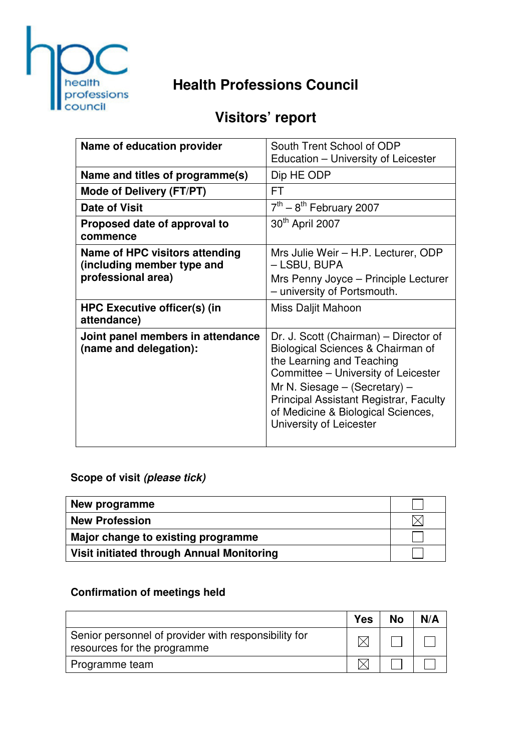# Health Professions Council

## Visitors' report

| Name of education provider | South Trent School of ODP Education – University of Leicester |
|---|---|
| Name and titles of programme(s) | Dip HE ODP |
| Mode of Delivery (FT/PT) | FT |
| Date of Visit | 7th – 8th February 2007 |
| Proposed date of approval to commence | 30th April 2007 |
| Name of HPC visitors attending (including member type and professional area) | Mrs Julie Weir – H.P. Lecturer, ODP – LSBU, BUPA<br>Mrs Penny Joyce – Principle Lecturer – university of Portsmouth. |
| HPC Executive officer(s) (in attendance) | Miss Daljit Mahoon |
| Joint panel members in attendance (name and delegation): | Dr. J. Scott (Chairman) – Director of Biological Sciences & Chairman of the Learning and Teaching Committee – University of Leicester<br>Mr N. Siesage – (Secretary) – Principal Assistant Registrar, Faculty of Medicine & Biological Sciences, University of Leicester |

**Scope of visit *(please tick)***

| New programme | ☐ |
|---|---|
| New Profession | ☒ |
| Major change to existing programme | ☐ |
| Visit initiated through Annual Monitoring | ☐ |

**Confirmation of meetings held**

| | Yes | No | N/A |
|---|---|---|---|
| Senior personnel of provider with responsibility for resources for the programme | ☒ | ☐ | ☐ |
| Programme team | ☒ | ☐ | ☐ |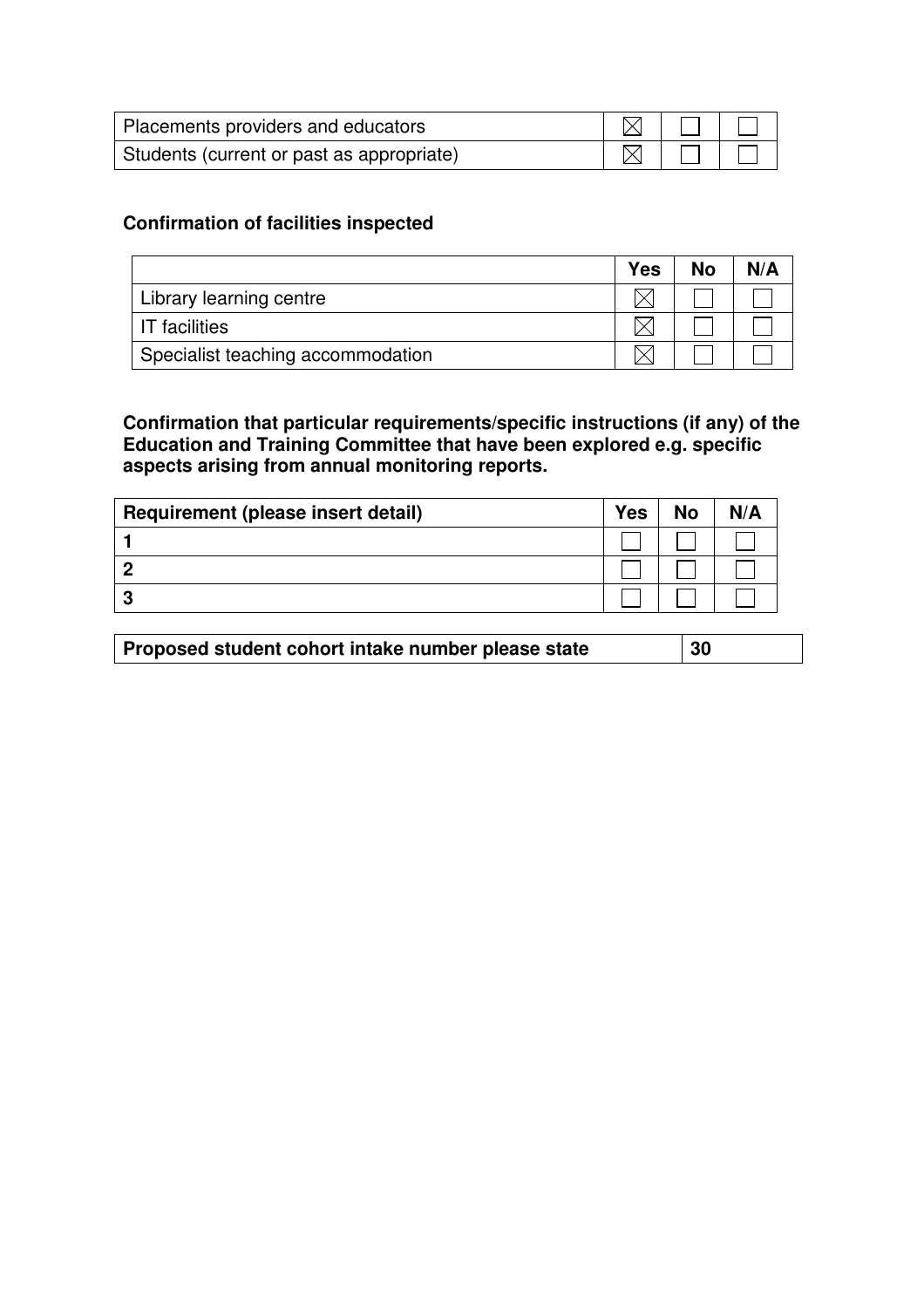| | | | |
|---|---|---|---|
| Placements providers and educators | ☒ | ☐ | ☐ |
| Students (current or past as appropriate) | ☒ | ☐ | ☐ |

**Confirmation of facilities inspected**

| | Yes | No | N/A |
|---|---|---|---|
| Library learning centre | ☒ | ☐ | ☐ |
| IT facilities | ☒ | ☐ | ☐ |
| Specialist teaching accommodation | ☒ | ☐ | ☐ |

**Confirmation that particular requirements/specific instructions (if any) of the Education and Training Committee that have been explored e.g. specific aspects arising from annual monitoring reports.**

| Requirement (please insert detail) | Yes | No | N/A |
|---|---|---|---|
| **1** | ☐ | ☐ | ☐ |
| **2** | ☐ | ☐ | ☐ |
| **3** | ☐ | ☐ | ☐ |

| Proposed student cohort intake number please state | 30 |
|---|---|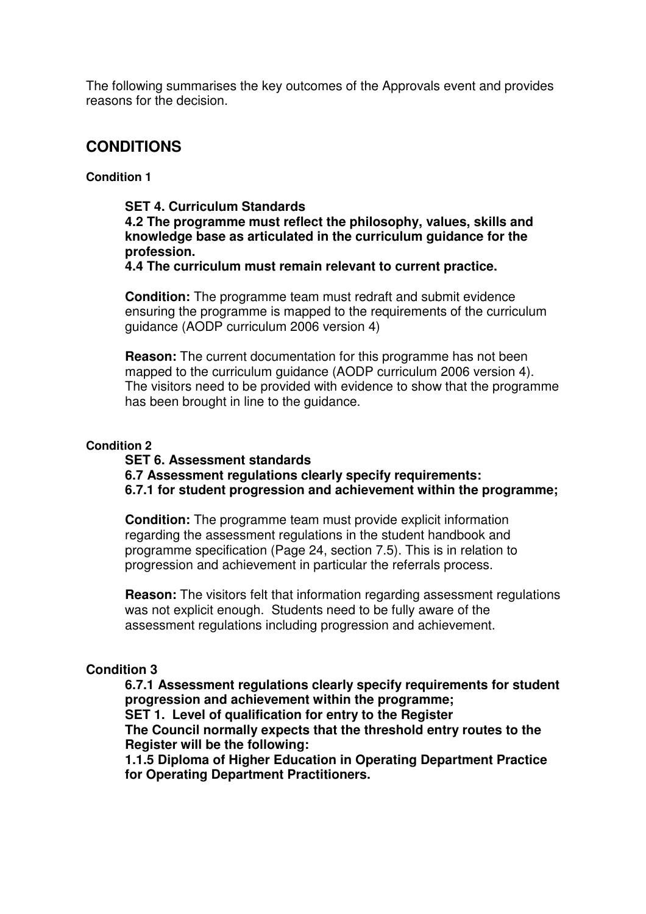The following summarises the key outcomes of the Approvals event and provides reasons for the decision.

## CONDITIONS

**Condition 1**

**SET 4. Curriculum Standards**
**4.2 The programme must reflect the philosophy, values, skills and knowledge base as articulated in the curriculum guidance for the profession.**
**4.4 The curriculum must remain relevant to current practice.**

**Condition:** The programme team must redraft and submit evidence ensuring the programme is mapped to the requirements of the curriculum guidance (AODP curriculum 2006 version 4)

**Reason:** The current documentation for this programme has not been mapped to the curriculum guidance (AODP curriculum 2006 version 4). The visitors need to be provided with evidence to show that the programme has been brought in line to the guidance.

**Condition 2**

**SET 6. Assessment standards**
**6.7 Assessment regulations clearly specify requirements:**
**6.7.1 for student progression and achievement within the programme;**

**Condition:** The programme team must provide explicit information regarding the assessment regulations in the student handbook and programme specification (Page 24, section 7.5). This is in relation to progression and achievement in particular the referrals process.

**Reason:** The visitors felt that information regarding assessment regulations was not explicit enough. Students need to be fully aware of the assessment regulations including progression and achievement.

**Condition 3**

**6.7.1 Assessment regulations clearly specify requirements for student progression and achievement within the programme;**
**SET 1. Level of qualification for entry to the Register**
**The Council normally expects that the threshold entry routes to the Register will be the following:**
**1.1.5 Diploma of Higher Education in Operating Department Practice for Operating Department Practitioners.**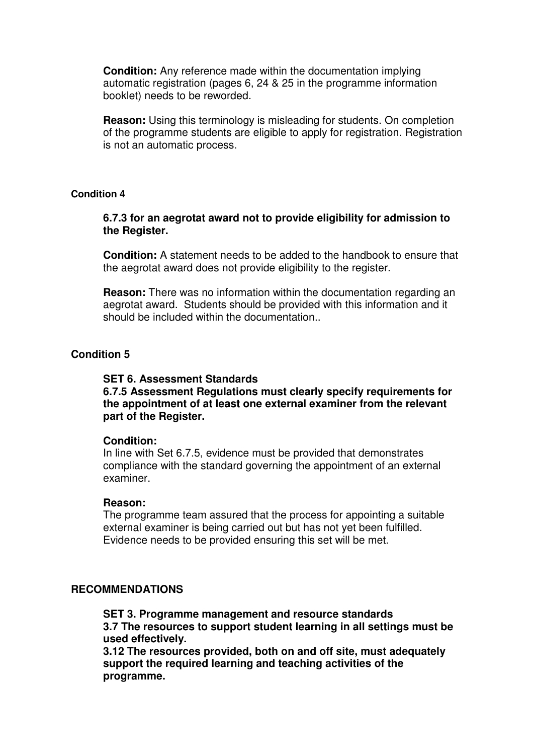**Condition:** Any reference made within the documentation implying automatic registration (pages 6, 24 & 25 in the programme information booklet) needs to be reworded.

**Reason:** Using this terminology is misleading for students. On completion of the programme students are eligible to apply for registration. Registration is not an automatic process.

**Condition 4**

**6.7.3 for an aegrotat award not to provide eligibility for admission to the Register.**

**Condition:** A statement needs to be added to the handbook to ensure that the aegrotat award does not provide eligibility to the register.

**Reason:** There was no information within the documentation regarding an aegrotat award. Students should be provided with this information and it should be included within the documentation..

**Condition 5**

**SET 6. Assessment Standards**
**6.7.5 Assessment Regulations must clearly specify requirements for the appointment of at least one external examiner from the relevant part of the Register.**

**Condition:**
In line with Set 6.7.5, evidence must be provided that demonstrates compliance with the standard governing the appointment of an external examiner.

**Reason:**
The programme team assured that the process for appointing a suitable external examiner is being carried out but has not yet been fulfilled. Evidence needs to be provided ensuring this set will be met.

**RECOMMENDATIONS**

**SET 3. Programme management and resource standards**
**3.7 The resources to support student learning in all settings must be used effectively.**
**3.12 The resources provided, both on and off site, must adequately support the required learning and teaching activities of the programme.**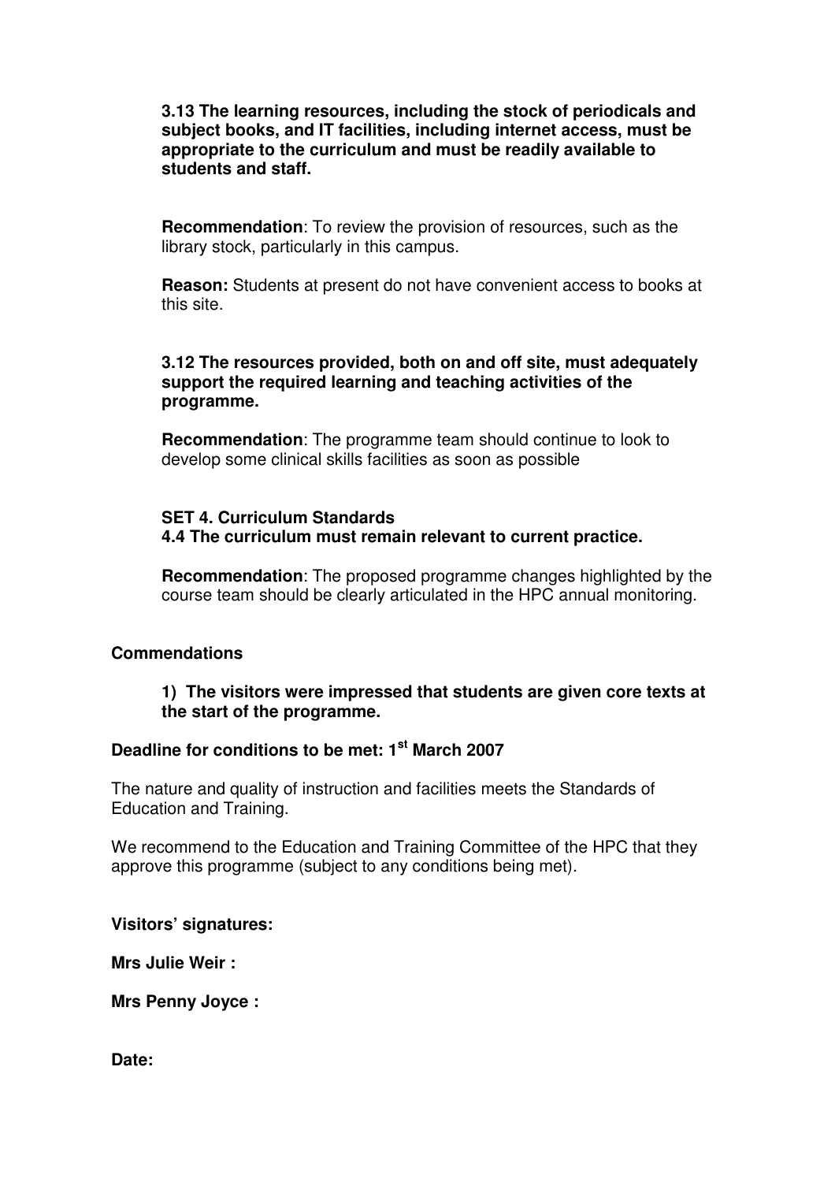**3.13 The learning resources, including the stock of periodicals and subject books, and IT facilities, including internet access, must be appropriate to the curriculum and must be readily available to students and staff.**

**Recommendation**: To review the provision of resources, such as the library stock, particularly in this campus.

**Reason:** Students at present do not have convenient access to books at this site.

**3.12 The resources provided, both on and off site, must adequately support the required learning and teaching activities of the programme.**

**Recommendation**: The programme team should continue to look to develop some clinical skills facilities as soon as possible

**SET 4. Curriculum Standards**
**4.4 The curriculum must remain relevant to current practice.**

**Recommendation**: The proposed programme changes highlighted by the course team should be clearly articulated in the HPC annual monitoring.

**Commendations**

**1) The visitors were impressed that students are given core texts at the start of the programme.**

**Deadline for conditions to be met: 1st March 2007**

The nature and quality of instruction and facilities meets the Standards of Education and Training.

We recommend to the Education and Training Committee of the HPC that they approve this programme (subject to any conditions being met).

**Visitors' signatures:**

**Mrs Julie Weir :**

**Mrs Penny Joyce :**

**Date:**